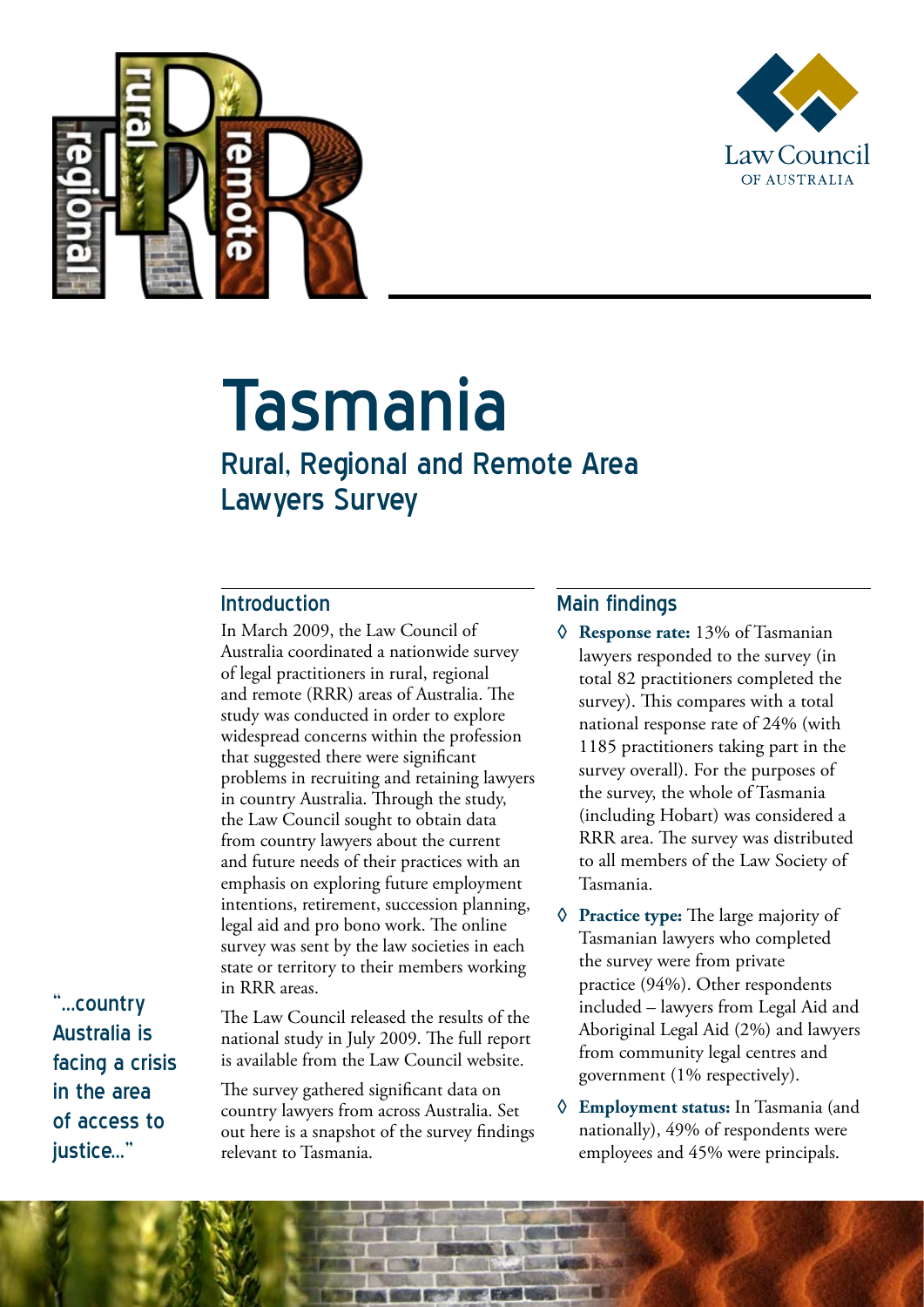# Tasmania

## Rural, Regional and Remote Area Lawyers Survey

### Introduction

In March 2009, the Law Council of Australia coordinated a nationwide survey of legal practitioners in rural, regional and remote (RRR) areas of Australia. The study was conducted in order to explore widespread concerns within the profession that suggested there were significant problems in recruiting and retaining lawyers in country Australia. Through the study, the Law Council sought to obtain data from country lawyers about the current and future needs of their practices with an emphasis on exploring future employment intentions, retirement, succession planning, legal aid and pro bono work. The online survey was sent by the law societies in each state or territory to their members working in RRR areas.

The Law Council released the results of the national study in July 2009. The full report is available from the Law Council website.

The survey gathered significant data on country lawyers from across Australia. Set out here is a snapshot of the survey findings relevant to Tasmania.

"...country Australia is facing a crisis in the area of access to justice..."

### Main findings

- **Response rate:** 13% of Tasmanian lawyers responded to the survey (in total 82 practitioners completed the survey). This compares with a total national response rate of 24% (with 1185 practitioners taking part in the survey overall). For the purposes of the survey, the whole of Tasmania (including Hobart) was considered a RRR area. The survey was distributed to all members of the Law Society of Tasmania.
- **Practice type:** The large majority of Tasmanian lawyers who completed the survey were from private practice (94%). Other respondents included – lawyers from Legal Aid and Aboriginal Legal Aid (2%) and lawyers from community legal centres and government (1% respectively).
- **Employment status:** In Tasmania (and nationally), 49% of respondents were employees and 45% were principals.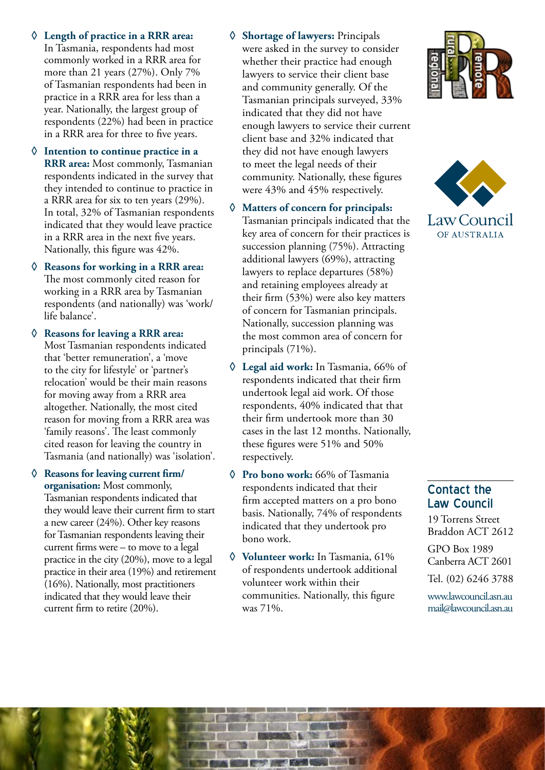- **Length of practice in a RRR area:** In Tasmania, respondents had most commonly worked in a RRR area for more than 21 years (27%). Only 7% of Tasmanian respondents had been in practice in a RRR area for less than a year. Nationally, the largest group of respondents (22%) had been in practice in a RRR area for three to five years.
- **Intention to continue practice in a RRR area:** Most commonly, Tasmanian respondents indicated in the survey that they intended to continue to practice in a RRR area for six to ten years (29%). In total, 32% of Tasmanian respondents indicated that they would leave practice in a RRR area in the next five years. Nationally, this figure was 42%.
- **Reasons for working in a RRR area:** The most commonly cited reason for working in a RRR area by Tasmanian respondents (and nationally) was 'work/life balance'.
- **Reasons for leaving a RRR area:** Most Tasmanian respondents indicated that 'better remuneration', a 'move to the city for lifestyle' or 'partner's relocation' would be their main reasons for moving away from a RRR area altogether. Nationally, the most cited reason for moving from a RRR area was 'family reasons'. The least commonly cited reason for leaving the country in Tasmania (and nationally) was 'isolation'.
- **Reasons for leaving current firm/organisation:** Most commonly, Tasmanian respondents indicated that they would leave their current firm to start a new career (24%). Other key reasons for Tasmanian respondents leaving their current firms were – to move to a legal practice in the city (20%), move to a legal practice in their area (19%) and retirement (16%). Nationally, most practitioners indicated that they would leave their current firm to retire (20%).
- **Shortage of lawyers:** Principals were asked in the survey to consider whether their practice had enough lawyers to service their client base and community generally. Of the Tasmanian principals surveyed, 33% indicated that they did not have enough lawyers to service their current client base and 32% indicated that they did not have enough lawyers to meet the legal needs of their community. Nationally, these figures were 43% and 45% respectively.
- **Matters of concern for principals:** Tasmanian principals indicated that the key area of concern for their practices is succession planning (75%). Attracting additional lawyers (69%), attracting lawyers to replace departures (58%) and retaining employees already at their firm (53%) were also key matters of concern for Tasmanian principals. Nationally, succession planning was the most common area of concern for principals (71%).
- **Legal aid work:** In Tasmania, 66% of respondents indicated that their firm undertook legal aid work. Of those respondents, 40% indicated that that their firm undertook more than 30 cases in the last 12 months. Nationally, these figures were 51% and 50% respectively.
- **Pro bono work:** 66% of Tasmania respondents indicated that their firm accepted matters on a pro bono basis. Nationally, 74% of respondents indicated that they undertook pro bono work.
- **Volunteer work:** In Tasmania, 61% of respondents undertook additional volunteer work within their communities. Nationally, this figure was 71%.

## Contact the Law Council

19 Torrens Street
Braddon ACT 2612

GPO Box 1989
Canberra ACT 2601

Tel. (02) 6246 3788

www.lawcouncil.asn.au
mail@lawcouncil.asn.au